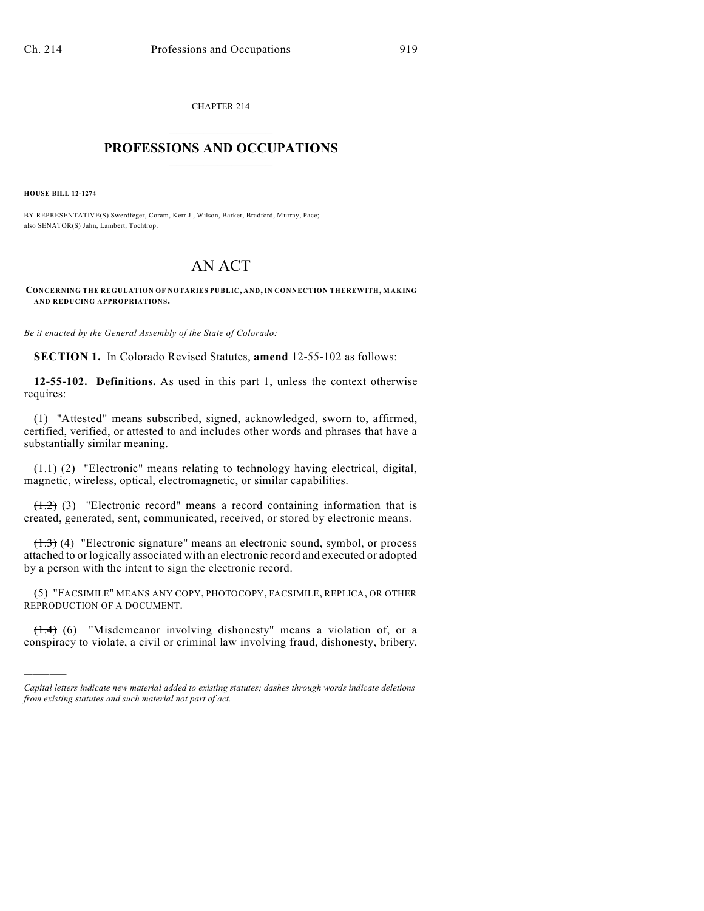CHAPTER 214

# PROFESSIONS AND OCCUPATIONS

**HOUSE BILL 12-1274**

BY REPRESENTATIVE(S) Swerdfeger, Coram, Kerr J., Wilson, Barker, Bradford, Murray, Pace;
also SENATOR(S) Jahn, Lambert, Tochtrop.

# AN ACT

**CONCERNING THE REGULATION OF NOTARIES PUBLIC, AND, IN CONNECTION THEREWITH, MAKING AND REDUCING APPROPRIATIONS.**

*Be it enacted by the General Assembly of the State of Colorado:*

**SECTION 1.** In Colorado Revised Statutes, **amend** 12-55-102 as follows:

**12-55-102. Definitions.** As used in this part 1, unless the context otherwise requires:

(1) "Attested" means subscribed, signed, acknowledged, sworn to, affirmed, certified, verified, or attested to and includes other words and phrases that have a substantially similar meaning.

~~(1.1)~~ (2) "Electronic" means relating to technology having electrical, digital, magnetic, wireless, optical, electromagnetic, or similar capabilities.

~~(1.2)~~ (3) "Electronic record" means a record containing information that is created, generated, sent, communicated, received, or stored by electronic means.

~~(1.3)~~ (4) "Electronic signature" means an electronic sound, symbol, or process attached to or logically associated with an electronic record and executed or adopted by a person with the intent to sign the electronic record.

(5) "FACSIMILE" MEANS ANY COPY, PHOTOCOPY, FACSIMILE, REPLICA, OR OTHER REPRODUCTION OF A DOCUMENT.

~~(1.4)~~ (6) "Misdemeanor involving dishonesty" means a violation of, or a conspiracy to violate, a civil or criminal law involving fraud, dishonesty, bribery,

---

*Capital letters indicate new material added to existing statutes; dashes through words indicate deletions from existing statutes and such material not part of act.*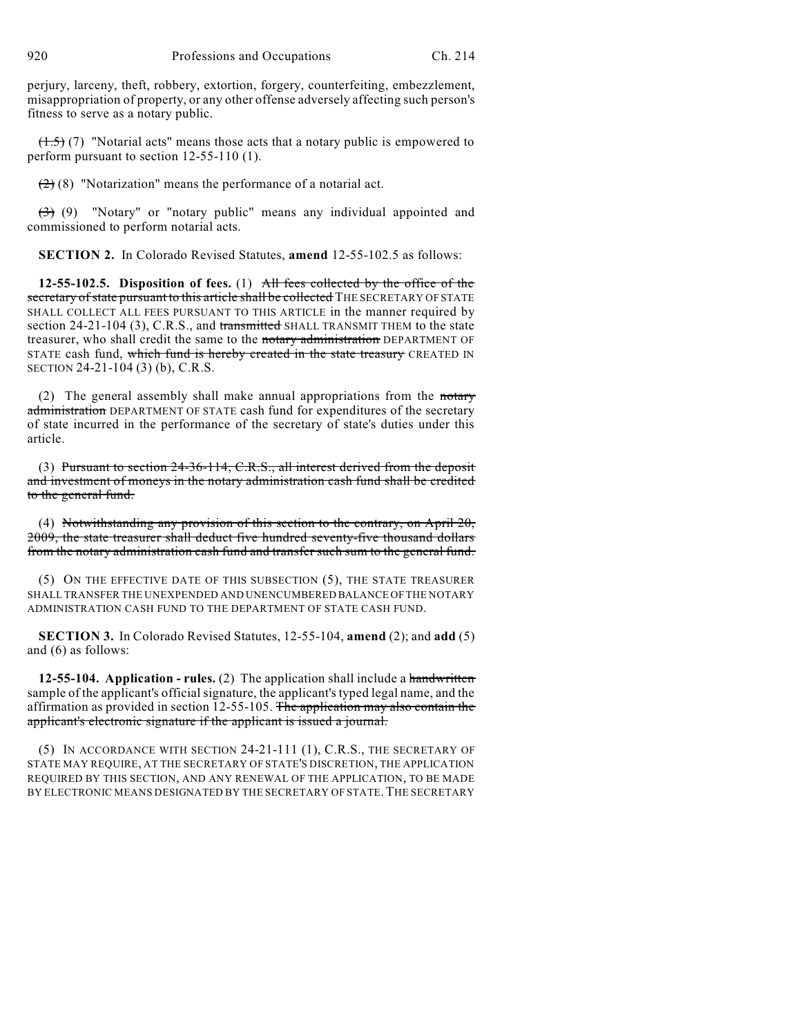perjury, larceny, theft, robbery, extortion, forgery, counterfeiting, embezzlement, misappropriation of property, or any other offense adversely affecting such person's fitness to serve as a notary public.

~~(1.5)~~ (7) "Notarial acts" means those acts that a notary public is empowered to perform pursuant to section 12-55-110 (1).

~~(2)~~ (8) "Notarization" means the performance of a notarial act.

~~(3)~~ (9) "Notary" or "notary public" means any individual appointed and commissioned to perform notarial acts.

**SECTION 2.** In Colorado Revised Statutes, **amend** 12-55-102.5 as follows:

**12-55-102.5. Disposition of fees.** (1) ~~All fees collected by the office of the secretary of state pursuant to this article shall be collected~~ THE SECRETARY OF STATE SHALL COLLECT ALL FEES PURSUANT TO THIS ARTICLE in the manner required by section 24-21-104 (3), C.R.S., and ~~transmitted~~ SHALL TRANSMIT THEM to the state treasurer, who shall credit the same to the ~~notary administration~~ DEPARTMENT OF STATE cash fund, ~~which fund is hereby created in the state treasury~~ CREATED IN SECTION 24-21-104 (3) (b), C.R.S.

(2) The general assembly shall make annual appropriations from the ~~notary administration~~ DEPARTMENT OF STATE cash fund for expenditures of the secretary of state incurred in the performance of the secretary of state's duties under this article.

(3) ~~Pursuant to section 24-36-114, C.R.S., all interest derived from the deposit and investment of moneys in the notary administration cash fund shall be credited to the general fund.~~

(4) ~~Notwithstanding any provision of this section to the contrary, on April 20, 2009, the state treasurer shall deduct five hundred seventy-five thousand dollars from the notary administration cash fund and transfer such sum to the general fund.~~

(5) ON THE EFFECTIVE DATE OF THIS SUBSECTION (5), THE STATE TREASURER SHALL TRANSFER THE UNEXPENDED AND UNENCUMBERED BALANCE OF THE NOTARY ADMINISTRATION CASH FUND TO THE DEPARTMENT OF STATE CASH FUND.

**SECTION 3.** In Colorado Revised Statutes, 12-55-104, **amend** (2); and **add** (5) and (6) as follows:

**12-55-104. Application - rules.** (2) The application shall include a ~~handwritten~~ sample of the applicant's official signature, the applicant's typed legal name, and the affirmation as provided in section 12-55-105. ~~The application may also contain the applicant's electronic signature if the applicant is issued a journal.~~

(5) IN ACCORDANCE WITH SECTION 24-21-111 (1), C.R.S., THE SECRETARY OF STATE MAY REQUIRE, AT THE SECRETARY OF STATE'S DISCRETION, THE APPLICATION REQUIRED BY THIS SECTION, AND ANY RENEWAL OF THE APPLICATION, TO BE MADE BY ELECTRONIC MEANS DESIGNATED BY THE SECRETARY OF STATE. THE SECRETARY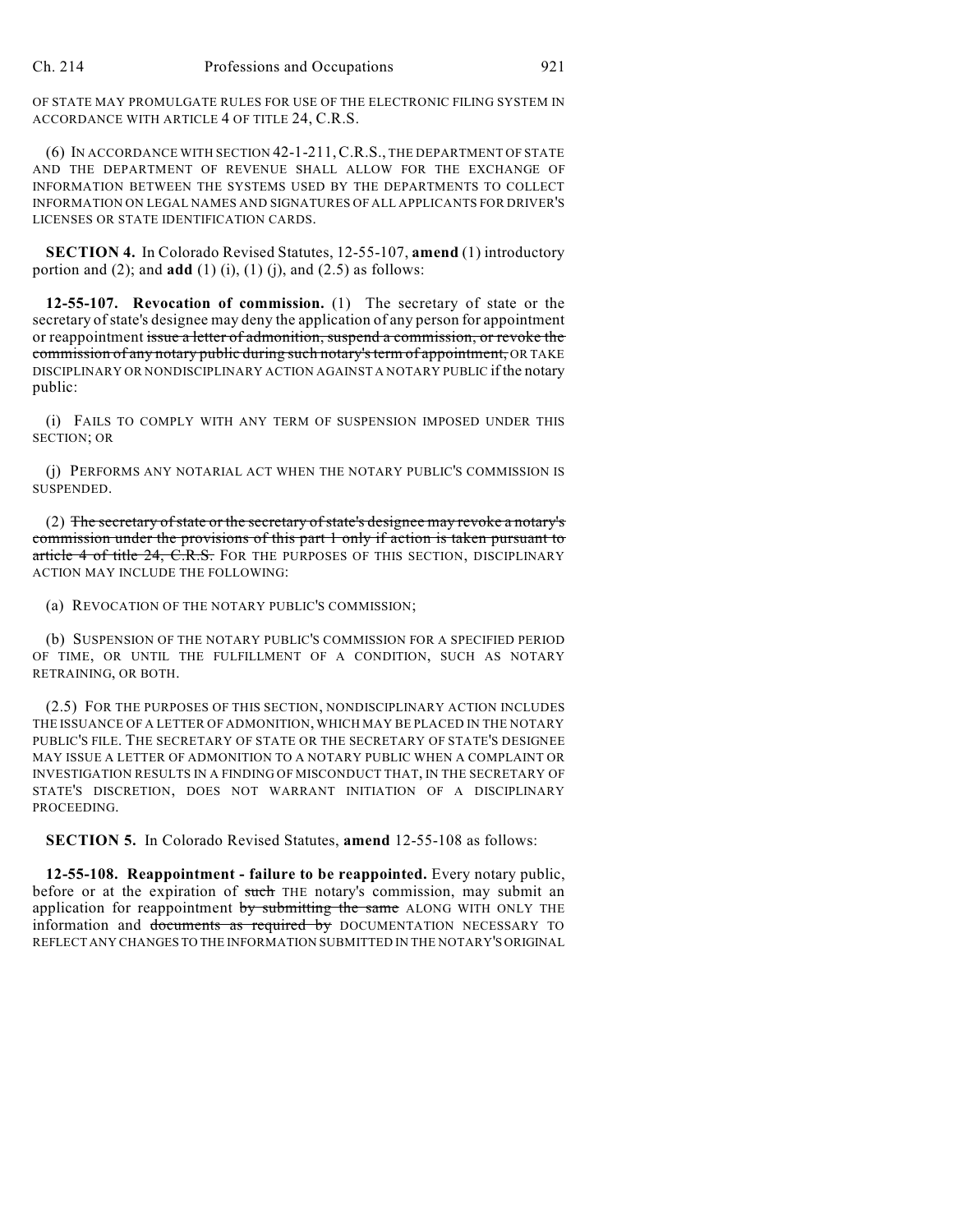OF STATE MAY PROMULGATE RULES FOR USE OF THE ELECTRONIC FILING SYSTEM IN ACCORDANCE WITH ARTICLE 4 OF TITLE 24, C.R.S.

(6) IN ACCORDANCE WITH SECTION 42-1-211, C.R.S., THE DEPARTMENT OF STATE AND THE DEPARTMENT OF REVENUE SHALL ALLOW FOR THE EXCHANGE OF INFORMATION BETWEEN THE SYSTEMS USED BY THE DEPARTMENTS TO COLLECT INFORMATION ON LEGAL NAMES AND SIGNATURES OF ALL APPLICANTS FOR DRIVER'S LICENSES OR STATE IDENTIFICATION CARDS.

**SECTION 4.** In Colorado Revised Statutes, 12-55-107, **amend** (1) introductory portion and (2); and **add** (1) (i), (1) (j), and (2.5) as follows:

**12-55-107. Revocation of commission.** (1) The secretary of state or the secretary of state's designee may deny the application of any person for appointment or reappointment ~~issue a letter of admonition, suspend a commission, or revoke the commission of any notary public during such notary's term of appointment,~~ OR TAKE DISCIPLINARY OR NONDISCIPLINARY ACTION AGAINST A NOTARY PUBLIC if the notary public:

(i) FAILS TO COMPLY WITH ANY TERM OF SUSPENSION IMPOSED UNDER THIS SECTION; OR

(j) PERFORMS ANY NOTARIAL ACT WHEN THE NOTARY PUBLIC'S COMMISSION IS SUSPENDED.

(2) ~~The secretary of state or the secretary of state's designee may revoke a notary's commission under the provisions of this part 1 only if action is taken pursuant to article 4 of title 24, C.R.S.~~ FOR THE PURPOSES OF THIS SECTION, DISCIPLINARY ACTION MAY INCLUDE THE FOLLOWING:

(a) REVOCATION OF THE NOTARY PUBLIC'S COMMISSION;

(b) SUSPENSION OF THE NOTARY PUBLIC'S COMMISSION FOR A SPECIFIED PERIOD OF TIME, OR UNTIL THE FULFILLMENT OF A CONDITION, SUCH AS NOTARY RETRAINING, OR BOTH.

(2.5) FOR THE PURPOSES OF THIS SECTION, NONDISCIPLINARY ACTION INCLUDES THE ISSUANCE OF A LETTER OF ADMONITION, WHICH MAY BE PLACED IN THE NOTARY PUBLIC'S FILE. THE SECRETARY OF STATE OR THE SECRETARY OF STATE'S DESIGNEE MAY ISSUE A LETTER OF ADMONITION TO A NOTARY PUBLIC WHEN A COMPLAINT OR INVESTIGATION RESULTS IN A FINDING OF MISCONDUCT THAT, IN THE SECRETARY OF STATE'S DISCRETION, DOES NOT WARRANT INITIATION OF A DISCIPLINARY PROCEEDING.

**SECTION 5.** In Colorado Revised Statutes, **amend** 12-55-108 as follows:

**12-55-108. Reappointment - failure to be reappointed.** Every notary public, before or at the expiration of ~~such~~ THE notary's commission, may submit an application for reappointment ~~by submitting the same~~ ALONG WITH ONLY THE information and ~~documents as required by~~ DOCUMENTATION NECESSARY TO REFLECT ANY CHANGES TO THE INFORMATION SUBMITTED IN THE NOTARY'S ORIGINAL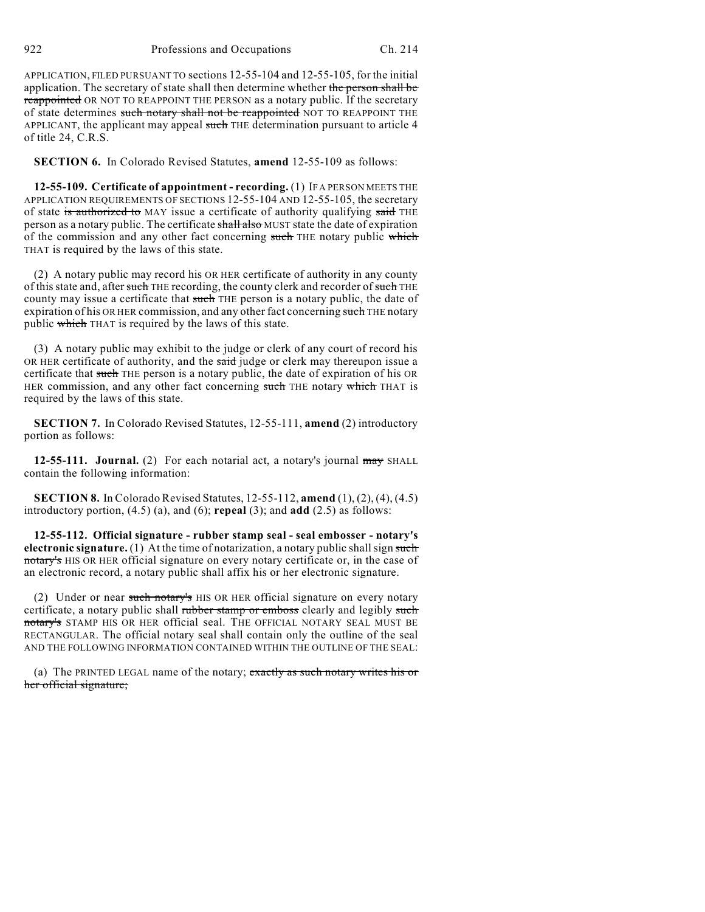APPLICATION, FILED PURSUANT TO sections 12-55-104 and 12-55-105, for the initial application. The secretary of state shall then determine whether ~~the person shall be reappointed~~ OR NOT TO REAPPOINT THE PERSON as a notary public. If the secretary of state determines ~~such notary shall not be reappointed~~ NOT TO REAPPOINT THE APPLICANT, the applicant may appeal ~~such~~ THE determination pursuant to article 4 of title 24, C.R.S.

**SECTION 6.** In Colorado Revised Statutes, **amend** 12-55-109 as follows:

**12-55-109. Certificate of appointment - recording.** (1) IF A PERSON MEETS THE APPLICATION REQUIREMENTS OF SECTIONS 12-55-104 AND 12-55-105, the secretary of state ~~is authorized to~~ MAY issue a certificate of authority qualifying ~~said~~ THE person as a notary public. The certificate ~~shall also~~ MUST state the date of expiration of the commission and any other fact concerning ~~such~~ THE notary public ~~which~~ THAT is required by the laws of this state.

(2) A notary public may record his OR HER certificate of authority in any county of this state and, after ~~such~~ THE recording, the county clerk and recorder of ~~such~~ THE county may issue a certificate that ~~such~~ THE person is a notary public, the date of expiration of his OR HER commission, and any other fact concerning ~~such~~ THE notary public ~~which~~ THAT is required by the laws of this state.

(3) A notary public may exhibit to the judge or clerk of any court of record his OR HER certificate of authority, and the ~~said~~ judge or clerk may thereupon issue a certificate that ~~such~~ THE person is a notary public, the date of expiration of his OR HER commission, and any other fact concerning ~~such~~ THE notary ~~which~~ THAT is required by the laws of this state.

**SECTION 7.** In Colorado Revised Statutes, 12-55-111, **amend** (2) introductory portion as follows:

**12-55-111. Journal.** (2) For each notarial act, a notary's journal ~~may~~ SHALL contain the following information:

**SECTION 8.** In Colorado Revised Statutes, 12-55-112, **amend** (1), (2), (4), (4.5) introductory portion, (4.5) (a), and (6); **repeal** (3); and **add** (2.5) as follows:

**12-55-112. Official signature - rubber stamp seal - seal embosser - notary's electronic signature.** (1) At the time of notarization, a notary public shall sign ~~such notary's~~ HIS OR HER official signature on every notary certificate or, in the case of an electronic record, a notary public shall affix his or her electronic signature.

(2) Under or near ~~such notary's~~ HIS OR HER official signature on every notary certificate, a notary public shall ~~rubber stamp or emboss~~ clearly and legibly ~~such notary's~~ STAMP HIS OR HER official seal. THE OFFICIAL NOTARY SEAL MUST BE RECTANGULAR. The official notary seal shall contain only the outline of the seal AND THE FOLLOWING INFORMATION CONTAINED WITHIN THE OUTLINE OF THE SEAL:

(a) The PRINTED LEGAL name of the notary; ~~exactly as such notary writes his or her official signature;~~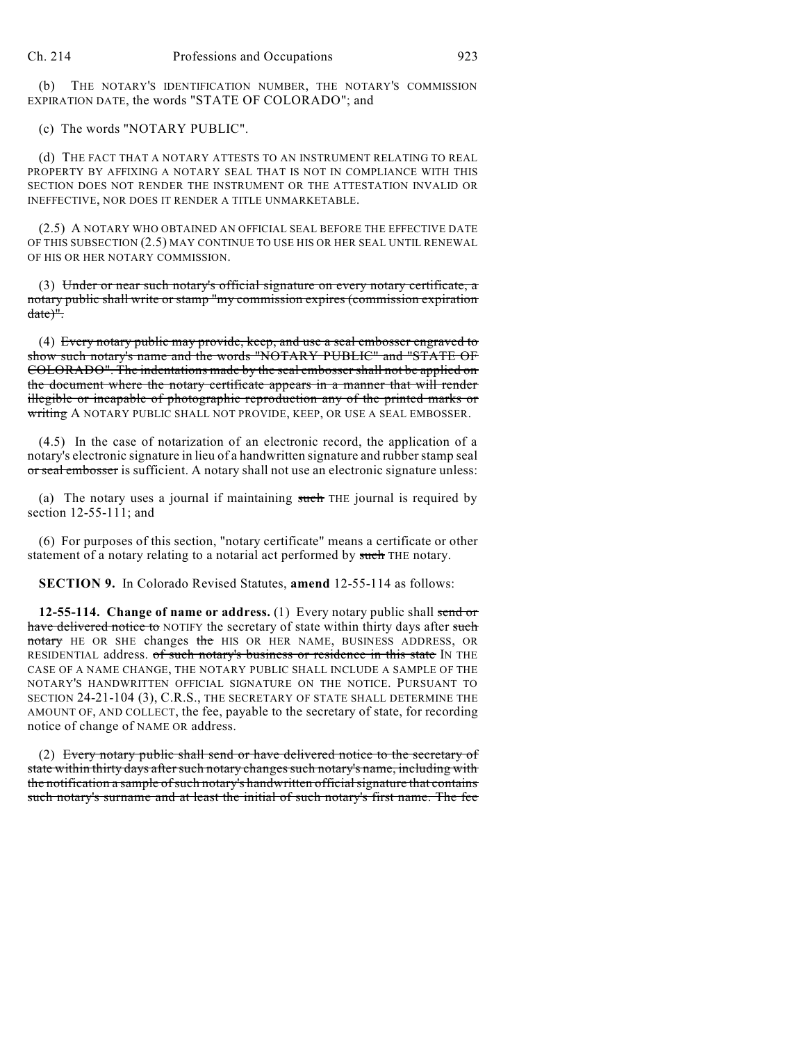(b) THE NOTARY'S IDENTIFICATION NUMBER, THE NOTARY'S COMMISSION EXPIRATION DATE, the words "STATE OF COLORADO"; and

(c) The words "NOTARY PUBLIC".

(d) THE FACT THAT A NOTARY ATTESTS TO AN INSTRUMENT RELATING TO REAL PROPERTY BY AFFIXING A NOTARY SEAL THAT IS NOT IN COMPLIANCE WITH THIS SECTION DOES NOT RENDER THE INSTRUMENT OR THE ATTESTATION INVALID OR INEFFECTIVE, NOR DOES IT RENDER A TITLE UNMARKETABLE.

(2.5) A NOTARY WHO OBTAINED AN OFFICIAL SEAL BEFORE THE EFFECTIVE DATE OF THIS SUBSECTION (2.5) MAY CONTINUE TO USE HIS OR HER SEAL UNTIL RENEWAL OF HIS OR HER NOTARY COMMISSION.

(3) ~~Under or near such notary's official signature on every notary certificate, a notary public shall write or stamp "my commission expires (commission expiration date)".~~

(4) ~~Every notary public may provide, keep, and use a seal embosser engraved to show such notary's name and the words "NOTARY PUBLIC" and "STATE OF COLORADO". The indentations made by the seal embosser shall not be applied on the document where the notary certificate appears in a manner that will render illegible or incapable of photographic reproduction any of the printed marks or writing~~ A NOTARY PUBLIC SHALL NOT PROVIDE, KEEP, OR USE A SEAL EMBOSSER.

(4.5) In the case of notarization of an electronic record, the application of a notary's electronic signature in lieu of a handwritten signature and rubber stamp seal ~~or seal embosser~~ is sufficient. A notary shall not use an electronic signature unless:

(a) The notary uses a journal if maintaining ~~such~~ THE journal is required by section 12-55-111; and

(6) For purposes of this section, "notary certificate" means a certificate or other statement of a notary relating to a notarial act performed by ~~such~~ THE notary.

**SECTION 9.** In Colorado Revised Statutes, **amend** 12-55-114 as follows:

**12-55-114. Change of name or address.** (1) Every notary public shall ~~send or have delivered notice to~~ NOTIFY the secretary of state within thirty days after ~~such notary~~ HE OR SHE changes ~~the~~ HIS OR HER NAME, BUSINESS ADDRESS, OR RESIDENTIAL address. ~~of such notary's business or residence in this state~~ IN THE CASE OF A NAME CHANGE, THE NOTARY PUBLIC SHALL INCLUDE A SAMPLE OF THE NOTARY'S HANDWRITTEN OFFICIAL SIGNATURE ON THE NOTICE. PURSUANT TO SECTION 24-21-104 (3), C.R.S., THE SECRETARY OF STATE SHALL DETERMINE THE AMOUNT OF, AND COLLECT, the fee, payable to the secretary of state, for recording notice of change of NAME OR address.

(2) ~~Every notary public shall send or have delivered notice to the secretary of state within thirty days after such notary changes such notary's name, including with the notification a sample of such notary's handwritten official signature that contains such notary's surname and at least the initial of such notary's first name. The fee~~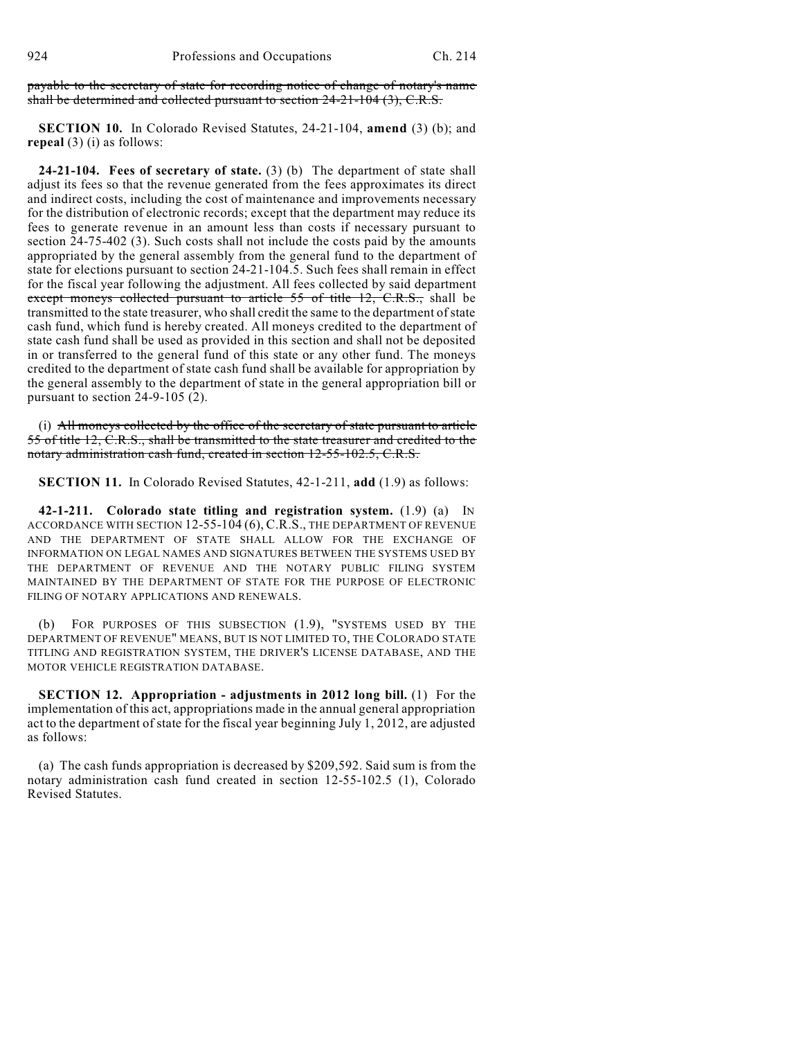~~payable to the secretary of state for recording notice of change of notary's name shall be determined and collected pursuant to section 24-21-104 (3), C.R.S.~~

**SECTION 10.** In Colorado Revised Statutes, 24-21-104, **amend** (3) (b); and **repeal** (3) (i) as follows:

**24-21-104. Fees of secretary of state.** (3) (b) The department of state shall adjust its fees so that the revenue generated from the fees approximates its direct and indirect costs, including the cost of maintenance and improvements necessary for the distribution of electronic records; except that the department may reduce its fees to generate revenue in an amount less than costs if necessary pursuant to section 24-75-402 (3). Such costs shall not include the costs paid by the amounts appropriated by the general assembly from the general fund to the department of state for elections pursuant to section 24-21-104.5. Such fees shall remain in effect for the fiscal year following the adjustment. All fees collected by said department ~~except moneys collected pursuant to article 55 of title 12, C.R.S.,~~ shall be transmitted to the state treasurer, who shall credit the same to the department of state cash fund, which fund is hereby created. All moneys credited to the department of state cash fund shall be used as provided in this section and shall not be deposited in or transferred to the general fund of this state or any other fund. The moneys credited to the department of state cash fund shall be available for appropriation by the general assembly to the department of state in the general appropriation bill or pursuant to section 24-9-105 (2).

(i) ~~All moneys collected by the office of the secretary of state pursuant to article 55 of title 12, C.R.S., shall be transmitted to the state treasurer and credited to the notary administration cash fund, created in section 12-55-102.5, C.R.S.~~

**SECTION 11.** In Colorado Revised Statutes, 42-1-211, **add** (1.9) as follows:

**42-1-211. Colorado state titling and registration system.** (1.9) (a) IN ACCORDANCE WITH SECTION 12-55-104 (6), C.R.S., THE DEPARTMENT OF REVENUE AND THE DEPARTMENT OF STATE SHALL ALLOW FOR THE EXCHANGE OF INFORMATION ON LEGAL NAMES AND SIGNATURES BETWEEN THE SYSTEMS USED BY THE DEPARTMENT OF REVENUE AND THE NOTARY PUBLIC FILING SYSTEM MAINTAINED BY THE DEPARTMENT OF STATE FOR THE PURPOSE OF ELECTRONIC FILING OF NOTARY APPLICATIONS AND RENEWALS.

(b) FOR PURPOSES OF THIS SUBSECTION (1.9), "SYSTEMS USED BY THE DEPARTMENT OF REVENUE" MEANS, BUT IS NOT LIMITED TO, THE COLORADO STATE TITLING AND REGISTRATION SYSTEM, THE DRIVER'S LICENSE DATABASE, AND THE MOTOR VEHICLE REGISTRATION DATABASE.

**SECTION 12. Appropriation - adjustments in 2012 long bill.** (1) For the implementation of this act, appropriations made in the annual general appropriation act to the department of state for the fiscal year beginning July 1, 2012, are adjusted as follows:

(a) The cash funds appropriation is decreased by $209,592. Said sum is from the notary administration cash fund created in section 12-55-102.5 (1), Colorado Revised Statutes.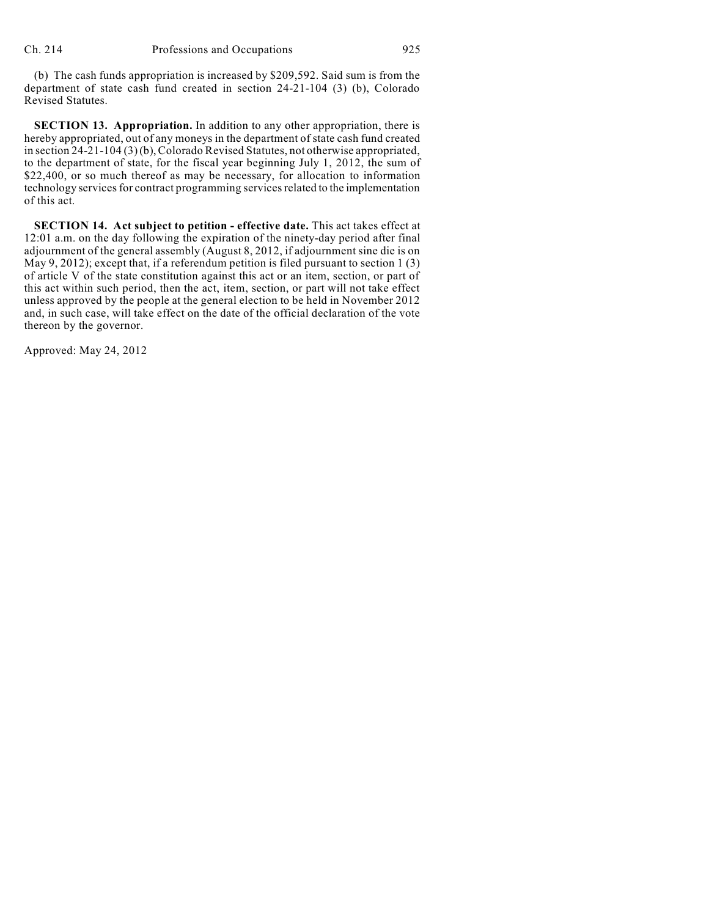(b) The cash funds appropriation is increased by $209,592. Said sum is from the department of state cash fund created in section 24-21-104 (3) (b), Colorado Revised Statutes.

**SECTION 13. Appropriation.** In addition to any other appropriation, there is hereby appropriated, out of any moneys in the department of state cash fund created in section 24-21-104 (3) (b), Colorado Revised Statutes, not otherwise appropriated, to the department of state, for the fiscal year beginning July 1, 2012, the sum of $22,400, or so much thereof as may be necessary, for allocation to information technology services for contract programming services related to the implementation of this act.

**SECTION 14. Act subject to petition - effective date.** This act takes effect at 12:01 a.m. on the day following the expiration of the ninety-day period after final adjournment of the general assembly (August 8, 2012, if adjournment sine die is on May 9, 2012); except that, if a referendum petition is filed pursuant to section 1 (3) of article V of the state constitution against this act or an item, section, or part of this act within such period, then the act, item, section, or part will not take effect unless approved by the people at the general election to be held in November 2012 and, in such case, will take effect on the date of the official declaration of the vote thereon by the governor.

Approved: May 24, 2012